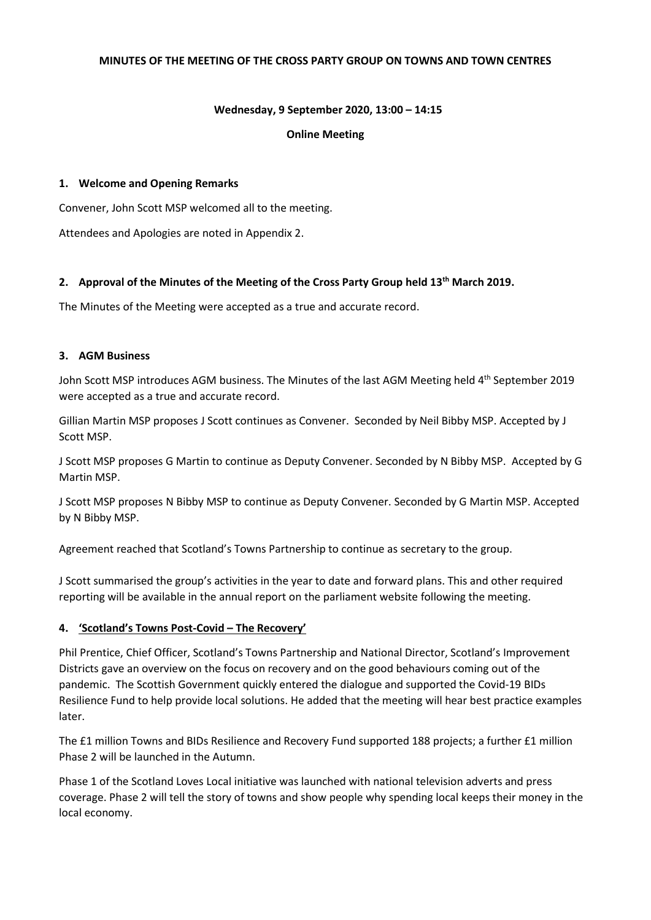# MINUTES OF THE MEETING OF THE CROSS PARTY GROUP ON TOWNS AND TOWN CENTRES

**Wednesday, 9 September 2020, 13:00 – 14:15**

**Online Meeting**

## 1. Welcome and Opening Remarks

Convener, John Scott MSP welcomed all to the meeting.

Attendees and Apologies are noted in Appendix 2.

## 2. Approval of the Minutes of the Meeting of the Cross Party Group held 13th March 2019.

The Minutes of the Meeting were accepted as a true and accurate record.

## 3. AGM Business

John Scott MSP introduces AGM business. The Minutes of the last AGM Meeting held 4th September 2019 were accepted as a true and accurate record.

Gillian Martin MSP proposes J Scott continues as Convener. Seconded by Neil Bibby MSP. Accepted by J Scott MSP.

J Scott MSP proposes G Martin to continue as Deputy Convener. Seconded by N Bibby MSP. Accepted by G Martin MSP.

J Scott MSP proposes N Bibby MSP to continue as Deputy Convener. Seconded by G Martin MSP. Accepted by N Bibby MSP.

Agreement reached that Scotland's Towns Partnership to continue as secretary to the group.

J Scott summarised the group's activities in the year to date and forward plans. This and other required reporting will be available in the annual report on the parliament website following the meeting.

## 4. 'Scotland's Towns Post-Covid – The Recovery'

Phil Prentice, Chief Officer, Scotland's Towns Partnership and National Director, Scotland's Improvement Districts gave an overview on the focus on recovery and on the good behaviours coming out of the pandemic. The Scottish Government quickly entered the dialogue and supported the Covid-19 BIDs Resilience Fund to help provide local solutions. He added that the meeting will hear best practice examples later.

The £1 million Towns and BIDs Resilience and Recovery Fund supported 188 projects; a further £1 million Phase 2 will be launched in the Autumn.

Phase 1 of the Scotland Loves Local initiative was launched with national television adverts and press coverage. Phase 2 will tell the story of towns and show people why spending local keeps their money in the local economy.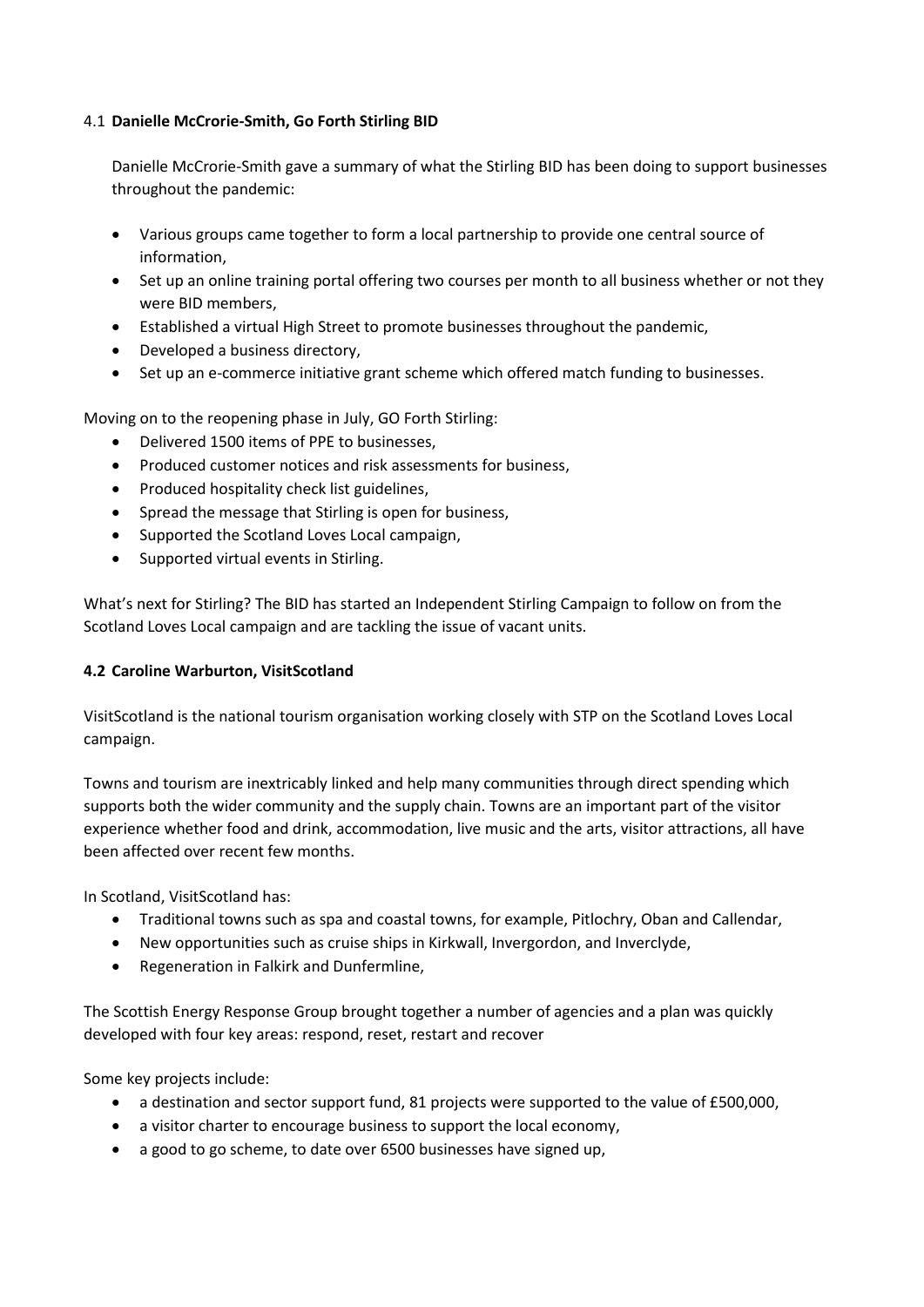### 4.1 **Danielle McCrorie-Smith, Go Forth Stirling BID**

Danielle McCrorie-Smith gave a summary of what the Stirling BID has been doing to support businesses throughout the pandemic:

- Various groups came together to form a local partnership to provide one central source of information,
- Set up an online training portal offering two courses per month to all business whether or not they were BID members,
- Established a virtual High Street to promote businesses throughout the pandemic,
- Developed a business directory,
- Set up an e-commerce initiative grant scheme which offered match funding to businesses.

Moving on to the reopening phase in July, GO Forth Stirling:

- Delivered 1500 items of PPE to businesses,
- Produced customer notices and risk assessments for business,
- Produced hospitality check list guidelines,
- Spread the message that Stirling is open for business,
- Supported the Scotland Loves Local campaign,
- Supported virtual events in Stirling.

What's next for Stirling? The BID has started an Independent Stirling Campaign to follow on from the Scotland Loves Local campaign and are tackling the issue of vacant units.

### **4.2 Caroline Warburton, VisitScotland**

VisitScotland is the national tourism organisation working closely with STP on the Scotland Loves Local campaign.

Towns and tourism are inextricably linked and help many communities through direct spending which supports both the wider community and the supply chain. Towns are an important part of the visitor experience whether food and drink, accommodation, live music and the arts, visitor attractions, all have been affected over recent few months.

In Scotland, VisitScotland has:

- Traditional towns such as spa and coastal towns, for example, Pitlochry, Oban and Callendar,
- New opportunities such as cruise ships in Kirkwall, Invergordon, and Inverclyde,
- Regeneration in Falkirk and Dunfermline,

The Scottish Energy Response Group brought together a number of agencies and a plan was quickly developed with four key areas: respond, reset, restart and recover

Some key projects include:

- a destination and sector support fund, 81 projects were supported to the value of £500,000,
- a visitor charter to encourage business to support the local economy,
- a good to go scheme, to date over 6500 businesses have signed up,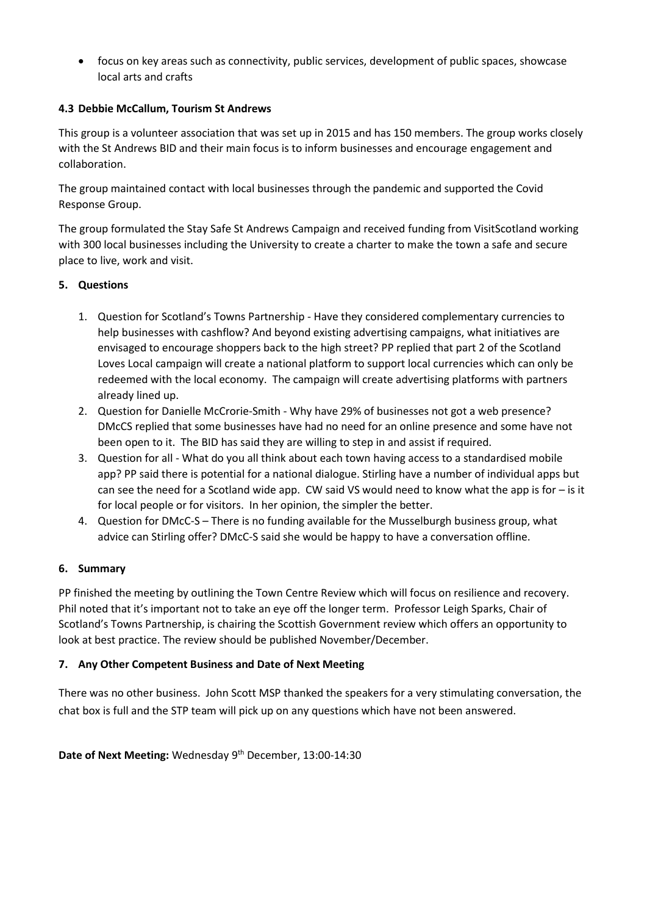- focus on key areas such as connectivity, public services, development of public spaces, showcase local arts and crafts

### 4.3 Debbie McCallum, Tourism St Andrews

This group is a volunteer association that was set up in 2015 and has 150 members. The group works closely with the St Andrews BID and their main focus is to inform businesses and encourage engagement and collaboration.

The group maintained contact with local businesses through the pandemic and supported the Covid Response Group.

The group formulated the Stay Safe St Andrews Campaign and received funding from VisitScotland working with 300 local businesses including the University to create a charter to make the town a safe and secure place to live, work and visit.

## 5. Questions

1. Question for Scotland's Towns Partnership - Have they considered complementary currencies to help businesses with cashflow? And beyond existing advertising campaigns, what initiatives are envisaged to encourage shoppers back to the high street? PP replied that part 2 of the Scotland Loves Local campaign will create a national platform to support local currencies which can only be redeemed with the local economy. The campaign will create advertising platforms with partners already lined up.
2. Question for Danielle McCrorie-Smith - Why have 29% of businesses not got a web presence? DMcCS replied that some businesses have had no need for an online presence and some have not been open to it. The BID has said they are willing to step in and assist if required.
3. Question for all - What do you all think about each town having access to a standardised mobile app? PP said there is potential for a national dialogue. Stirling have a number of individual apps but can see the need for a Scotland wide app. CW said VS would need to know what the app is for – is it for local people or for visitors. In her opinion, the simpler the better.
4. Question for DMcC-S – There is no funding available for the Musselburgh business group, what advice can Stirling offer? DMcC-S said she would be happy to have a conversation offline.

## 6. Summary

PP finished the meeting by outlining the Town Centre Review which will focus on resilience and recovery. Phil noted that it's important not to take an eye off the longer term. Professor Leigh Sparks, Chair of Scotland's Towns Partnership, is chairing the Scottish Government review which offers an opportunity to look at best practice. The review should be published November/December.

## 7. Any Other Competent Business and Date of Next Meeting

There was no other business. John Scott MSP thanked the speakers for a very stimulating conversation, the chat box is full and the STP team will pick up on any questions which have not been answered.

**Date of Next Meeting:** Wednesday 9th December, 13:00-14:30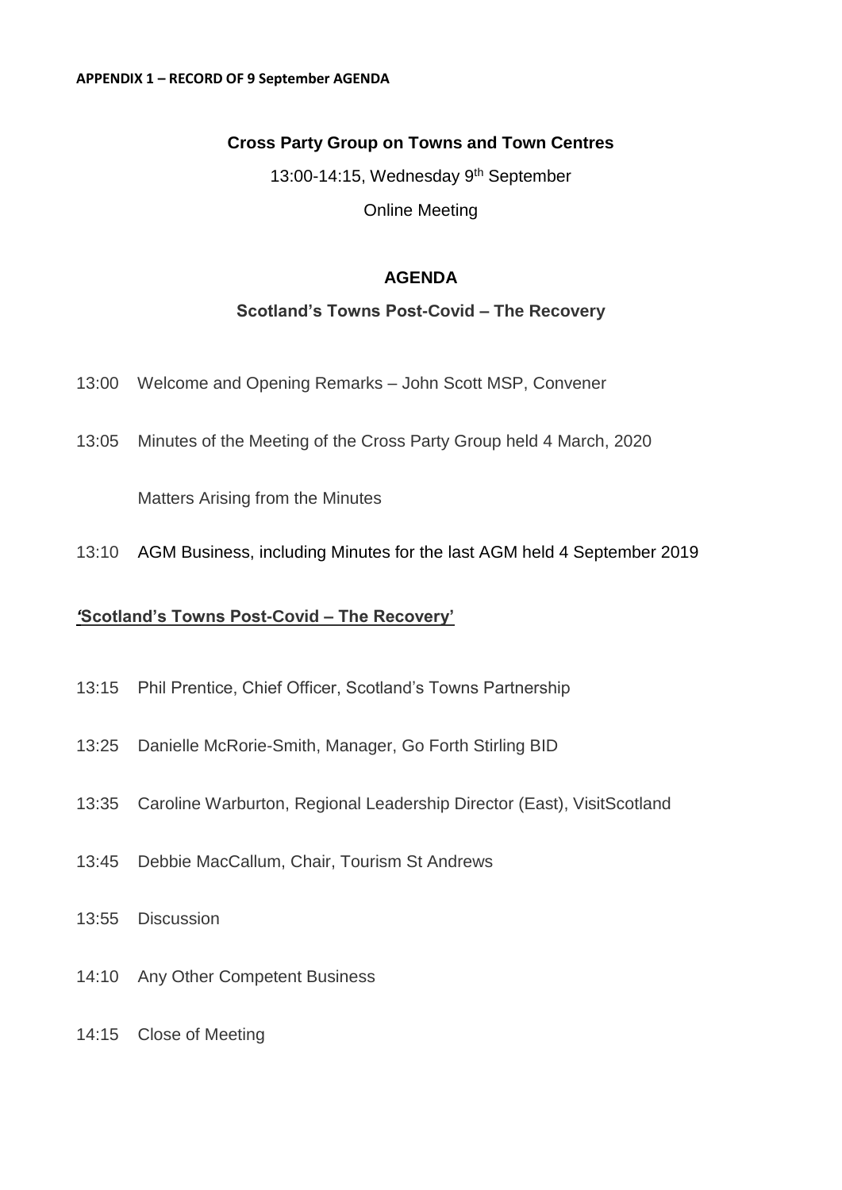**APPENDIX 1 – RECORD OF 9 September AGENDA**

**Cross Party Group on Towns and Town Centres**

13:00-14:15, Wednesday 9th September

Online Meeting

**AGENDA**

**Scotland's Towns Post-Covid – The Recovery**

13:00 Welcome and Opening Remarks – John Scott MSP, Convener

13:05 Minutes of the Meeting of the Cross Party Group held 4 March, 2020

Matters Arising from the Minutes

13:10 AGM Business, including Minutes for the last AGM held 4 September 2019

***'Scotland's Towns Post-Covid – The Recovery'***

13:15 Phil Prentice, Chief Officer, Scotland's Towns Partnership

13:25 Danielle McRorie-Smith, Manager, Go Forth Stirling BID

13:35 Caroline Warburton, Regional Leadership Director (East), VisitScotland

13:45 Debbie MacCallum, Chair, Tourism St Andrews

13:55 Discussion

14:10 Any Other Competent Business

14:15 Close of Meeting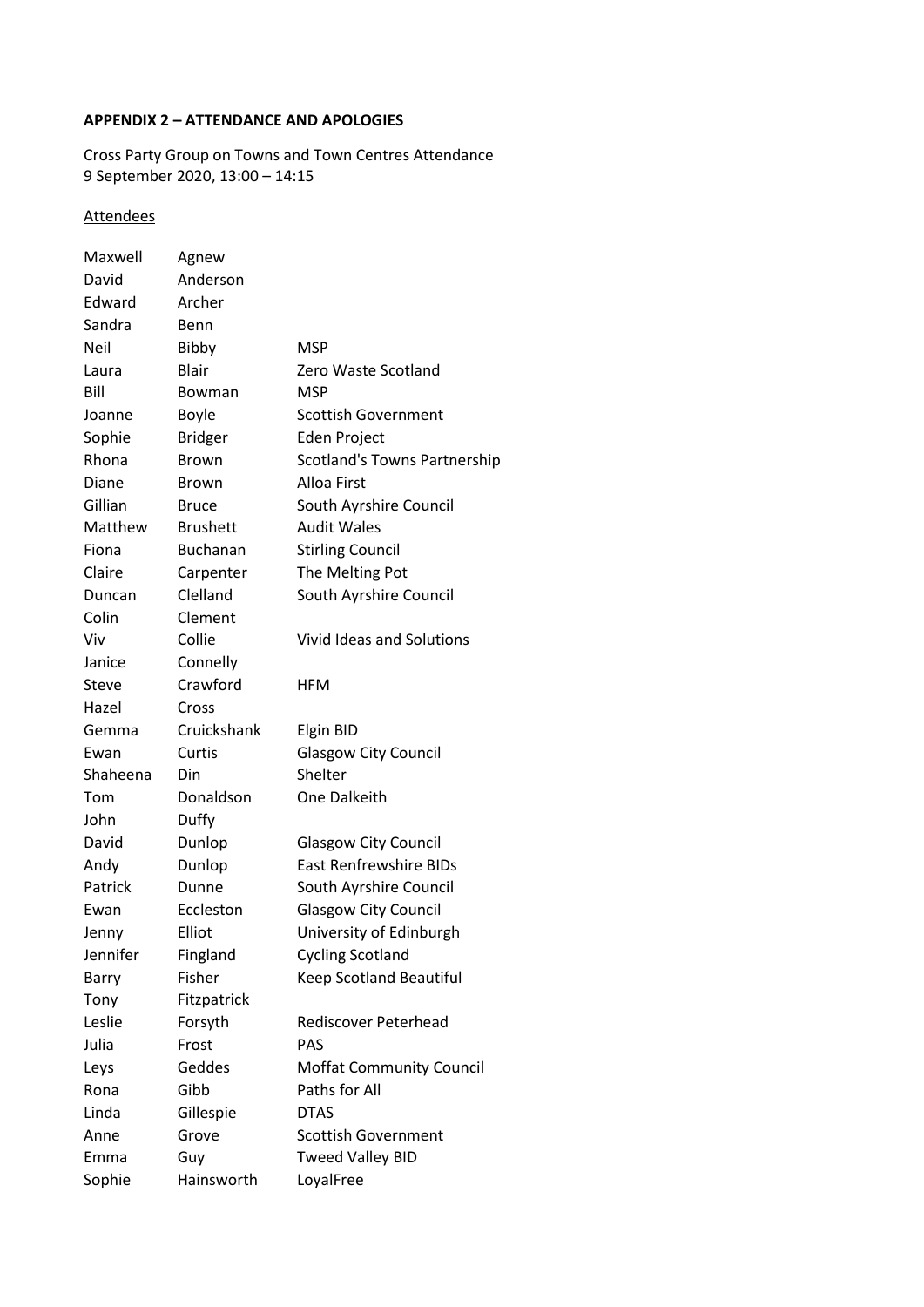**APPENDIX 2 – ATTENDANCE AND APOLOGIES**

Cross Party Group on Towns and Town Centres Attendance
9 September 2020, 13:00 – 14:15

<u>Attendees</u>

| | | |
|---|---|---|
| Maxwell | Agnew | |
| David | Anderson | |
| Edward | Archer | |
| Sandra | Benn | |
| Neil | Bibby | MSP |
| Laura | Blair | Zero Waste Scotland |
| Bill | Bowman | MSP |
| Joanne | Boyle | Scottish Government |
| Sophie | Bridger | Eden Project |
| Rhona | Brown | Scotland's Towns Partnership |
| Diane | Brown | Alloa First |
| Gillian | Bruce | South Ayrshire Council |
| Matthew | Brushett | Audit Wales |
| Fiona | Buchanan | Stirling Council |
| Claire | Carpenter | The Melting Pot |
| Duncan | Clelland | South Ayrshire Council |
| Colin | Clement | |
| Viv | Collie | Vivid Ideas and Solutions |
| Janice | Connelly | |
| Steve | Crawford | HFM |
| Hazel | Cross | |
| Gemma | Cruickshank | Elgin BID |
| Ewan | Curtis | Glasgow City Council |
| Shaheena | Din | Shelter |
| Tom | Donaldson | One Dalkeith |
| John | Duffy | |
| David | Dunlop | Glasgow City Council |
| Andy | Dunlop | East Renfrewshire BIDs |
| Patrick | Dunne | South Ayrshire Council |
| Ewan | Eccleston | Glasgow City Council |
| Jenny | Elliot | University of Edinburgh |
| Jennifer | Fingland | Cycling Scotland |
| Barry | Fisher | Keep Scotland Beautiful |
| Tony | Fitzpatrick | |
| Leslie | Forsyth | Rediscover Peterhead |
| Julia | Frost | PAS |
| Leys | Geddes | Moffat Community Council |
| Rona | Gibb | Paths for All |
| Linda | Gillespie | DTAS |
| Anne | Grove | Scottish Government |
| Emma | Guy | Tweed Valley BID |
| Sophie | Hainsworth | LoyalFree |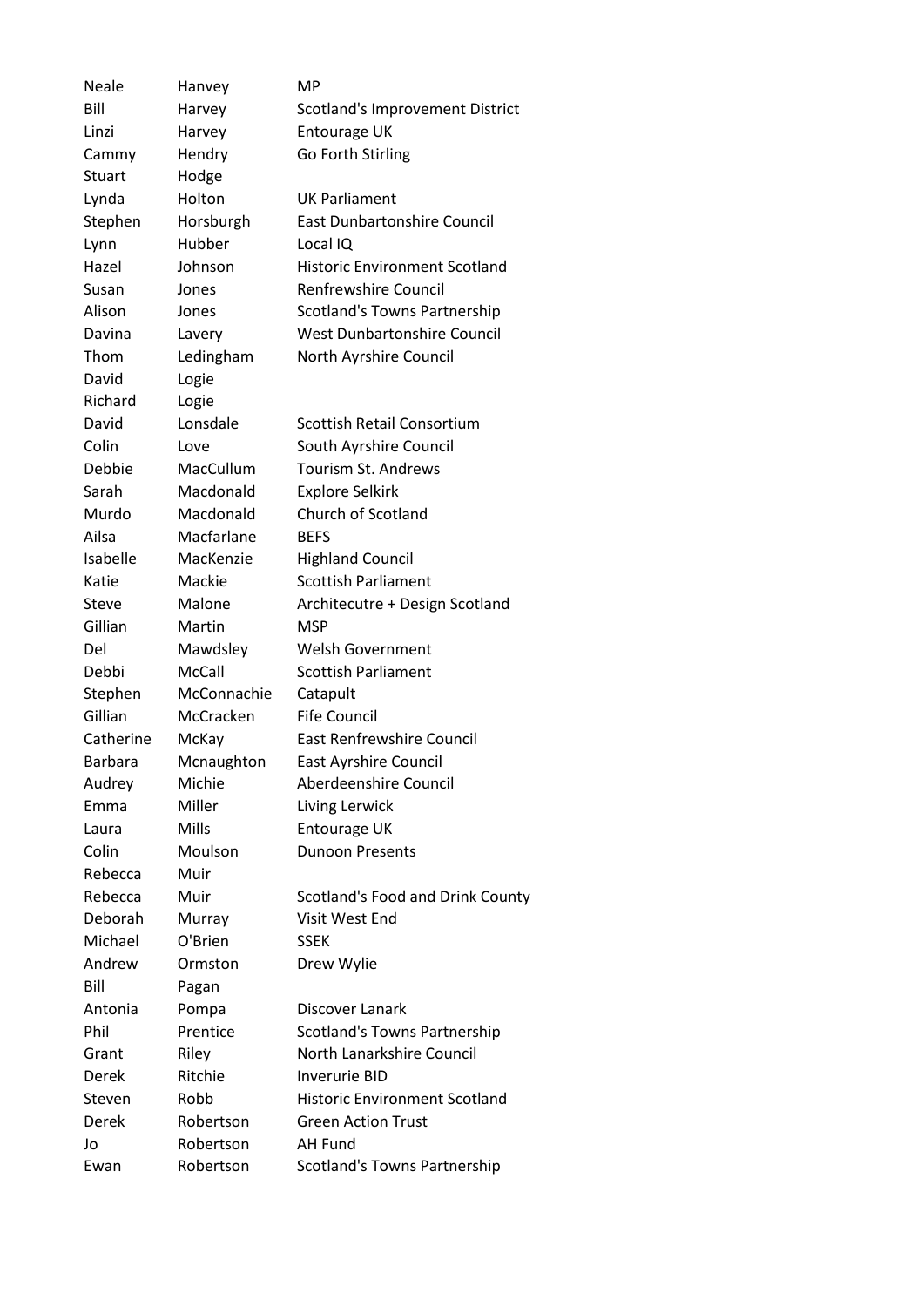| | | |
|---|---|---|
| Neale | Hanvey | MP |
| Bill | Harvey | Scotland's Improvement District |
| Linzi | Harvey | Entourage UK |
| Cammy | Hendry | Go Forth Stirling |
| Stuart | Hodge | |
| Lynda | Holton | UK Parliament |
| Stephen | Horsburgh | East Dunbartonshire Council |
| Lynn | Hubber | Local IQ |
| Hazel | Johnson | Historic Environment Scotland |
| Susan | Jones | Renfrewshire Council |
| Alison | Jones | Scotland's Towns Partnership |
| Davina | Lavery | West Dunbartonshire Council |
| Thom | Ledingham | North Ayrshire Council |
| David | Logie | |
| Richard | Logie | |
| David | Lonsdale | Scottish Retail Consortium |
| Colin | Love | South Ayrshire Council |
| Debbie | MacCullum | Tourism St. Andrews |
| Sarah | Macdonald | Explore Selkirk |
| Murdo | Macdonald | Church of Scotland |
| Ailsa | Macfarlane | BEFS |
| Isabelle | MacKenzie | Highland Council |
| Katie | Mackie | Scottish Parliament |
| Steve | Malone | Architecutre + Design Scotland |
| Gillian | Martin | MSP |
| Del | Mawdsley | Welsh Government |
| Debbi | McCall | Scottish Parliament |
| Stephen | McConnachie | Catapult |
| Gillian | McCracken | Fife Council |
| Catherine | McKay | East Renfrewshire Council |
| Barbara | Mcnaughton | East Ayrshire Council |
| Audrey | Michie | Aberdeenshire Council |
| Emma | Miller | Living Lerwick |
| Laura | Mills | Entourage UK |
| Colin | Moulson | Dunoon Presents |
| Rebecca | Muir | |
| Rebecca | Muir | Scotland's Food and Drink County |
| Deborah | Murray | Visit West End |
| Michael | O'Brien | SSEK |
| Andrew | Ormston | Drew Wylie |
| Bill | Pagan | |
| Antonia | Pompa | Discover Lanark |
| Phil | Prentice | Scotland's Towns Partnership |
| Grant | Riley | North Lanarkshire Council |
| Derek | Ritchie | Inverurie BID |
| Steven | Robb | Historic Environment Scotland |
| Derek | Robertson | Green Action Trust |
| Jo | Robertson | AH Fund |
| Ewan | Robertson | Scotland's Towns Partnership |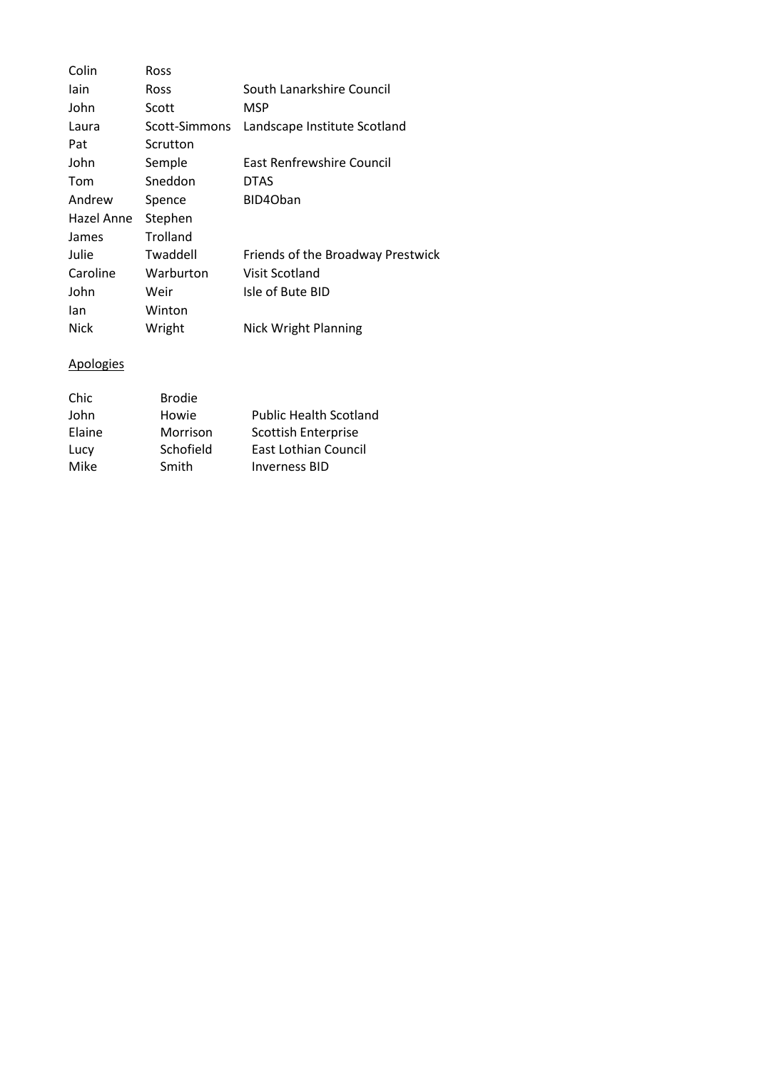| | | |
|---|---|---|
| Colin | Ross | |
| Iain | Ross | South Lanarkshire Council |
| John | Scott | MSP |
| Laura | Scott-Simmons | Landscape Institute Scotland |
| Pat | Scrutton | |
| John | Semple | East Renfrewshire Council |
| Tom | Sneddon | DTAS |
| Andrew | Spence | BID4Oban |
| Hazel Anne | Stephen | |
| James | Trolland | |
| Julie | Twaddell | Friends of the Broadway Prestwick |
| Caroline | Warburton | Visit Scotland |
| John | Weir | Isle of Bute BID |
| Ian | Winton | |
| Nick | Wright | Nick Wright Planning |

<u>Apologies</u>

| | | |
|---|---|---|
| Chic | Brodie | |
| John | Howie | Public Health Scotland |
| Elaine | Morrison | Scottish Enterprise |
| Lucy | Schofield | East Lothian Council |
| Mike | Smith | Inverness BID |